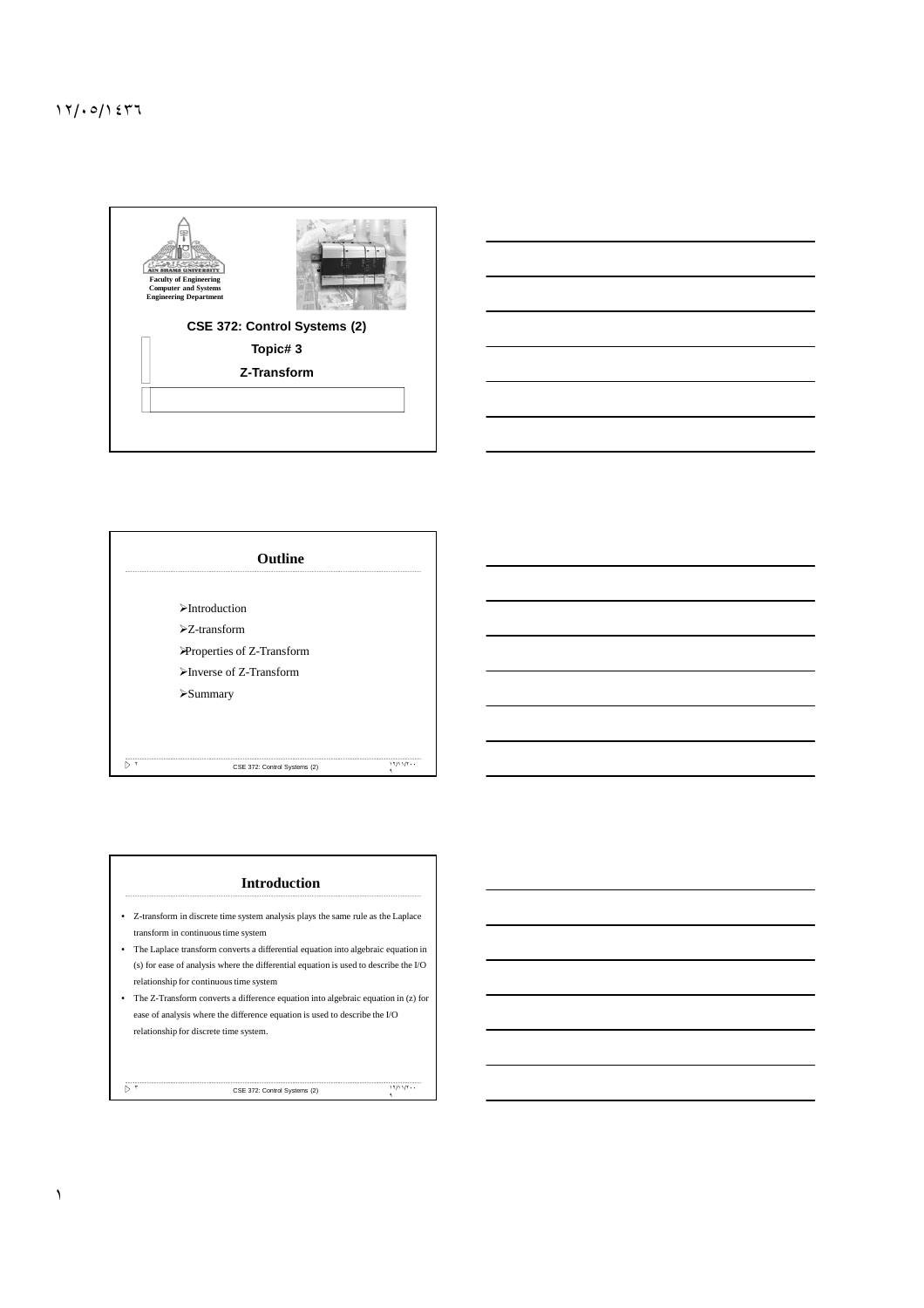Faculty of Engineering
Computer and Systems
Engineering Department

# CSE 372: Control Systems (2)

**Topic# 3**

**Z-Transform**

## Outline

- Introduction
- Z-transform
- Properties of Z-Transform
- Inverse of Z-Transform
- Summary

## Introduction

- Z-transform in discrete time system analysis plays the same rule as the Laplace transform in continuous time system
- The Laplace transform converts a differential equation into algebraic equation in (s) for ease of analysis where the differential equation is used to describe the I/O relationship for continuous time system
- The Z-Transform converts a difference equation into algebraic equation in (z) for ease of analysis where the difference equation is used to describe the I/O relationship for discrete time system.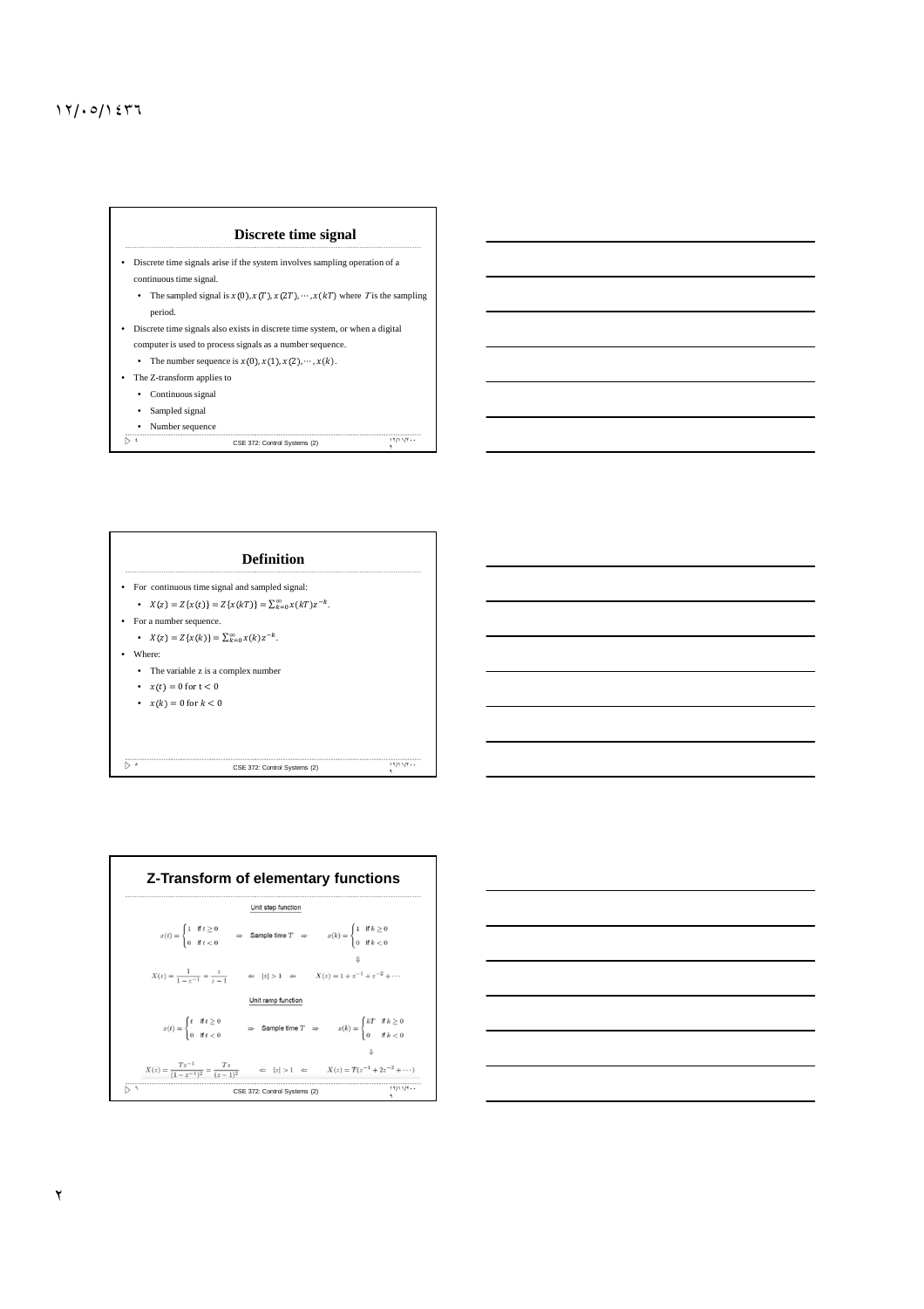## Discrete time signal

- Discrete time signals arise if the system involves sampling operation of a continuous time signal.
  - The sampled signal is $x(0), x(T), x(2T), \cdots, x(kT)$ where $T$ is the sampling period.
- Discrete time signals also exists in discrete time system, or when a digital computer is used to process signals as a number sequence.
  - The number sequence is $x(0), x(1), x(2), \cdots, x(k)$.
- The Z-transform applies to
  - Continuous signal
  - Sampled signal
  - Number sequence

## Definition

- For continuous time signal and sampled signal:
  - $X(z) = Z\{x(t)\} = Z\{x(kT)\} = \sum_{k=0}^{\infty} x(kT) z^{-k}$.
- For a number sequence.
  - $X(z) = Z\{x(k)\} = \sum_{k=0}^{\infty} x(k) z^{-k}$.
- Where:
  - The variable z is a complex number
  - $x(t) = 0$ for $t < 0$
  - $x(k) = 0$ for $k < 0$

## Z-Transform of elementary functions

Unit step function

$$x(t) = \begin{cases} 1 & \text{if } t \geq 0 \\ 0 & \text{if } t < 0 \end{cases} \quad \Rightarrow \quad \text{Sample time } T \quad \Rightarrow \quad x(k) = \begin{cases} 1 & \text{if } k \geq 0 \\ 0 & \text{if } k < 0 \end{cases}$$

$$\Downarrow$$

$$X(z) = \frac{1}{1 - z^{-1}} = \frac{z}{z - 1} \quad \Leftarrow \quad |z| > 1 \quad \Leftarrow \quad X(z) = 1 + z^{-1} + z^{-2} + \cdots$$

Unit ramp function

$$x(t) = \begin{cases} t & \text{if } t \geq 0 \\ 0 & \text{if } t < 0 \end{cases} \quad \Rightarrow \quad \text{Sample time } T \quad \Rightarrow \quad x(k) = \begin{cases} kT & \text{if } k \geq 0 \\ 0 & \text{if } k < 0 \end{cases}$$

$$\Downarrow$$

$$X(z) = \frac{Tz^{-1}}{(1 - z^{-1})^2} = \frac{Tz}{(z - 1)^2} \quad \Leftarrow \quad |z| > 1 \quad \Leftarrow \quad X(z) = T(z^{-1} + 2z^{-2} + \cdots)$$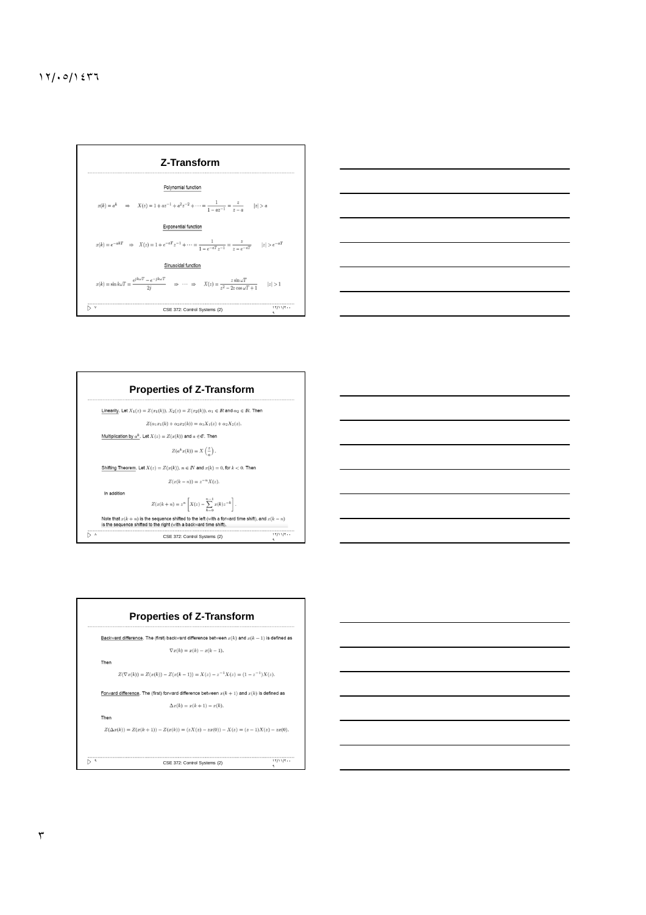# Z-Transform

Polynomial function

$$x(k) = a^k \quad \Rightarrow \quad X(z) = 1 + az^{-1} + a^2 z^{-2} + \cdots = \frac{1}{1 - az^{-1}} = \frac{z}{z-a} \qquad |z| > a$$

Exponential function

$$x(k) = e^{-akT} \quad \Rightarrow \quad X(z) = 1 + e^{-aT} z^{-1} + \cdots = \frac{1}{1 - e^{-aT} z^{-1}} = \frac{z}{z - e^{-aT}} \qquad |z| > e^{-aT}$$

Sinusoidal function

$$x(k) = \sin k\omega T = \frac{e^{jk\omega T} - e^{-jk\omega T}}{2j} \quad \Rightarrow \cdots \Rightarrow \quad X(z) = \frac{z \sin \omega T}{z^2 - 2z\cos \omega T + 1} \qquad |z| > 1$$

# Properties of Z-Transform

Linearity. Let $X_1(z) = Z(x_1(k))$, $X_2(z) = Z(x_2(k))$, $\alpha_1 \in \mathbb{R}$ and $\alpha_2 \in \mathbb{R}$. Then

$$Z(\alpha_1 x_1(k) + \alpha_2 x_2(k)) = \alpha_1 X_1(z) + \alpha_2 X_2(z).$$

Multiplication by $a^k$. Let $X(z) = Z(x(k))$ and $a \in \mathbb{C}$. Then

$$Z(a^k x(k)) = X\left(\frac{z}{a}\right).$$

Shifting Theorem. Let $X(z) = Z(x(k))$, $n \in \mathbb{N}$ and $x(k) = 0$, for $k < 0$. Then

$$Z(x(k-n)) = z^{-n} X(z).$$

In addition

$$Z(x(k+n)) = z^n \left[ X(z) - \sum_{k=0}^{n-1} x(k) z^{-k} \right].$$

Note that $x(k+n)$ is the sequence shifted to the left (with a forward time shift), and $x(k-n)$ is the sequence shifted to the right (with a backward time shift).

# Properties of Z-Transform

Backward difference. The (first) backward difference between $x(k)$ and $x(k-1)$ is defined as

$$\nabla x(k) = x(k) - x(k-1).$$

Then

$$Z(\nabla x(k)) = Z(x(k)) - Z(x(k-1)) = X(z) - z^{-1}X(z) = (1 - z^{-1})X(z).$$

Forward difference. The (first) forward difference between $x(k+1)$ and $x(k)$ is defined as

$$\Delta x(k) = x(k+1) - x(k).$$

Then

$$Z(\Delta x(k)) = Z(x(k+1)) - Z(x(k)) = (zX(z) - zx(0)) - X(z) = (z-1)X(z) - zx(0).$$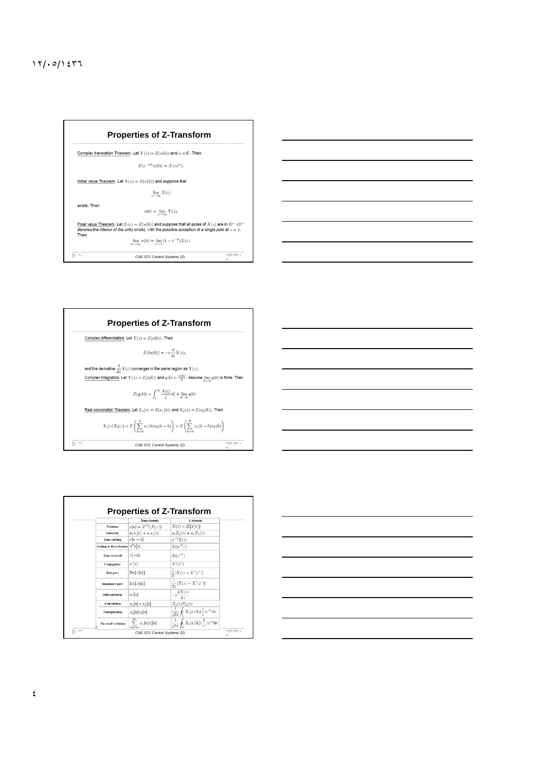## Properties of Z-Transform

Complex translation Theorem. Let $X(z) = Z(x(k))$ and $\alpha \in \mathbb{C}$. Then

$$Z(e^{-\alpha k}x(k)) = X(ze^{\alpha}).$$

Initial value Theorem. Let $X(z) = Z(x(k))$ and suppose that

$$\lim_{z\to\infty} X(z)$$

exists. Then

$$x(0) = \lim_{z\to\infty} X(z).$$

Final value Theorem. Let $X(z) = Z(x(k))$ and suppose that all poles of $X(z)$ are in $D^-$ ($D^-$ denotes the interior of the unity circle), with the possible exception of a single pole at $z = 1$. Then

$$\lim_{k\to\infty} x(k) = \lim_{z\to 1}(1 - z^{-1})X(z).$$

## Properties of Z-Transform

Complex differentiation. Let $X(z) = Z(x(k))$. Then

$$Z(kx(k)) = -z\frac{d}{dz}X(z),$$

and the derivative $\frac{d}{dz}X(z)$ converges in the same region as $X(z)$.

Complex integration. Let $X(z) = Z(x(k))$ and $g(k) = \frac{x(k)}{k}$. Assume $\lim_{k\to 0} g(k)$ is finite. Then

$$Z(g(k)) = \int_z^{\infty} \frac{X(\zeta)}{\zeta}d\zeta + \lim_{k\to 0} g(k)$$

Real convolution Theorem. Let $X_1(z) = Z(x_1(k))$ and $X_2(z) = Z(x_2(k))$. Then

$$X_1(z)X_2(z) = Z\left(\sum_{h=0}^{k} x_1(h)x_2(k-h)\right) = Z\left(\sum_{h=0}^{k} x_1(k-h)x_2(h)\right).$$

## Properties of Z-Transform

| | Time domain | Z-domain |
|---|---|---|
| Notation | $x[n] = Z^{-1}\{X(z)\}$ | $X(z) = Z\{x[n]\}$ |
| Linearity | $a_1x_1[n] + a_2x_2[n]$ | $a_1X_1(z) + a_2X_2(z)$ |
| Time shifting | $x[n-k]$ | $z^{-k}X(z)$ |
| Scaling in the z-domain | $a^n x[n]$ | $X(a^{-1}z)$ |
| Time reversal | $x[-n]$ | $X(z^{-1})$ |
| Conjugation | $x^*[n]$ | $X^*(z^*)$ |
| Real part | $\mathrm{Re}\{x[n]\}$ | $\frac{1}{2}[X(z) + X^*(z^*)]$ |
| Imaginary part | $\mathrm{Im}\{x[n]\}$ | $\frac{1}{2j}[X(z) - X^*(z^*)]$ |
| Differentiation | $nx[n]$ | $-z\frac{dX(z)}{dz}$ |
| Convolution | $x_1[n] * x_2[n]$ | $X_1(z)X_2(z)$ |
| Multiplication | $x_1[n]x_2[n]$ | $\frac{1}{j2\pi}\oint_C X_1(v)X_2(\frac{z}{v})v^{-1}dv$ |
| Parseval's relation | $\sum_{n=-\infty}^{\infty} x_1[n]x_2^*[n]$ | $\frac{1}{j2\pi}\oint_C X_1(v)X_2^*(\frac{1}{v^*})v^{-1}dv$ |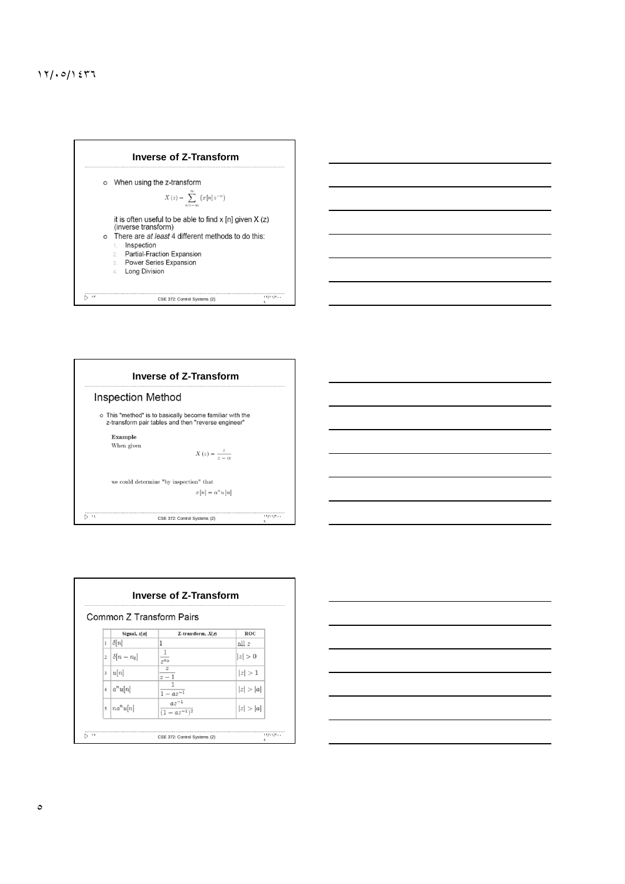## Inverse of Z-Transform

- When using the z-transform

$$X(z) = \sum_{n=-\infty}^{\infty} \left(x[n] z^{-n}\right)$$

it is often useful to be able to find x [n] given X (z) (inverse transform)

- There are *at least* 4 different methods to do this:
  1. Inspection
  2. Partial-Fraction Expansion
  3. Power Series Expansion
  4. Long Division

## Inverse of Z-Transform

### Inspection Method

- This "method" is to basically become familiar with the z-transform pair tables and then "reverse engineer"

**Example**

When given

$$X(z) = \frac{z}{z - \alpha}$$

we could determine "by inspection" that

$$x[n] = \alpha^n u[n]$$

## Inverse of Z-Transform

### Common Z Transform Pairs

| | Signal, $x[n]$ | Z-transform, $X(z)$ | ROC |
|---|---|---|---|
| 1 | $\delta[n]$ | $1$ | all $z$ |
| 2 | $\delta[n - n_0]$ | $\frac{1}{z^{n_0}}$ | $\lvert z\rvert > 0$ |
| 3 | $u[n]$ | $\frac{z}{z-1}$ | $\lvert z\rvert > 1$ |
| 4 | $a^n u[n]$ | $\frac{1}{1 - az^{-1}}$ | $\lvert z\rvert > \lvert a\rvert$ |
| 5 | $na^n u[n]$ | $\frac{az^{-1}}{(1 - az^{-1})^2}$ | $\lvert z\rvert > \lvert a\rvert$ |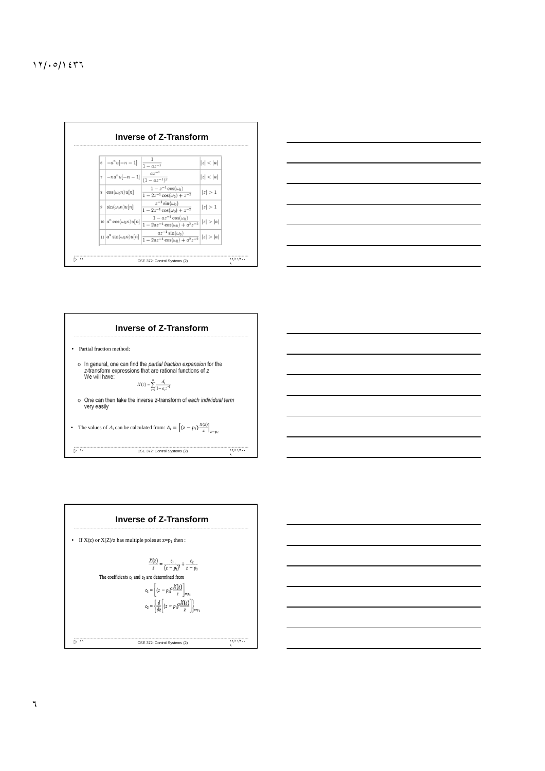## Inverse of Z-Transform

| | | | |
|---|---|---|---|
| 6 | $-a^n u[-n-1]$ | $\frac{1}{1-az^{-1}}$ | $\|z\| < \|a\|$ |
| 7 | $-na^n u[-n-1]$ | $\frac{az^{-1}}{(1-az^{-1})^2}$ | $\|z\| < \|a\|$ |
| 8 | $\cos(\omega_0 n)u[n]$ | $\frac{1-z^{-1}\cos(\omega_0)}{1-2z^{-1}\cos(\omega_0)+z^{-2}}$ | $\|z\| > 1$ |
| 9 | $\sin(\omega_0 n)u[n]$ | $\frac{z^{-1}\sin(\omega_0)}{1-2z^{-1}\cos(\omega_0)+z^{-2}}$ | $\|z\| > 1$ |
| 10 | $a^n \cos(\omega_0 n)u[n]$ | $\frac{1-az^{-1}\cos(\omega_0)}{1-2az^{-1}\cos(\omega_0)+a^2z^{-2}}$ | $\|z\| > \|a\|$ |
| 11 | $a^n \sin(\omega_0 n)u[n]$ | $\frac{az^{-1}\sin(\omega_0)}{1-2az^{-1}\cos(\omega_0)+a^2z^{-2}}$ | $\|z\| > \|a\|$ |

## Inverse of Z-Transform

- Partial fraction method:
  - In general, one can find the *partial fraction expansion* for the z-transform expressions that are rational functions of z
    We will have:
    $$X(z) = \sum_{i=1}^{m} \frac{A_i}{1 - a_i z^{-1}}$$
  - One can then take the inverse z-transform of *each individual term* very easily
- The values of $A_i$ can be calculated from: $A_i = \left[(z - p_i)\frac{X(z)}{z}\right]_{z=p_i}$

## Inverse of Z-Transform

- If X(z) or X(Z)/z has multiple poles at z=$p_1$ then :

$$\frac{X(z)}{z} = \frac{c_1}{(z-p_1)^2} + \frac{c_2}{z-p_1}$$

The coefficients $c_1$ and $c_2$ are determined from

$$c_1 = \left[(z-p_1)^2 \frac{X(z)}{z}\right]_{z=p_1}$$

$$c_2 = \left\{\frac{d}{dz}\left[(z-p_1)^2 \frac{X(z)}{z}\right]\right\}_{z=p_1}$$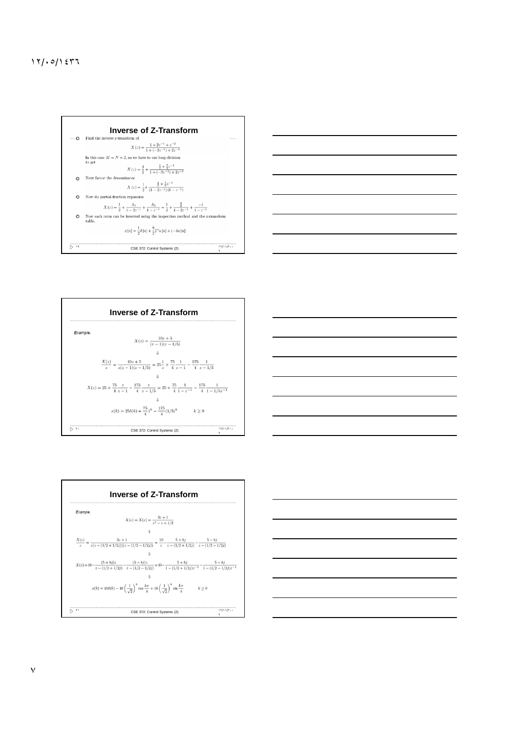## Inverse of Z-Transform

- Find the inverse z-transform of

$$X(z) = \frac{1 + 2z^{-1} + z^{-2}}{1 + (-3z^{-1}) + 2z^{-2}}$$

In this case $M = N = 2$, so we have to use long division to get

$$X(z) = \frac{1}{2} + \frac{\frac{1}{2} + \frac{7}{2}z^{-1}}{1 + (-3z^{-1}) + 2z^{-2}}$$

- Next factor the denominator

$$X(z) = \frac{1}{2} + \frac{\frac{1}{2} + \frac{7}{2}z^{-1}}{(1 - 2z^{-1})(1 - z^{-1})}$$

- Now do partial-fraction expansion

$$X(z) = \frac{1}{2} + \frac{A_1}{1 - 2z^{-1}} + \frac{A_2}{1 - z^{-1}} = \frac{1}{2} + \frac{\frac{9}{2}}{1 - 2z^{-1}} + \frac{-4}{1 - z^{-1}}$$

- Now each term can be inverted using the inspection method and the z-transform table.

$$x[n] = \frac{1}{2}\delta[n] + \frac{9}{2}2^n u[n] + (-4u[n])$$

## Inverse of Z-Transform

*Example.*

$$X(z) = \frac{10z + 5}{(z - 1)(z - 1/5)}$$

$$\Downarrow$$

$$\frac{X(z)}{z} = \frac{10z + 5}{z(z - 1)(z - 1/5)} = 25\frac{1}{z} + \frac{75}{4}\frac{1}{z - 1} - \frac{175}{4}\frac{1}{z - 1/5}$$

$$\Downarrow$$

$$X(z) = 25 + \frac{75}{4}\frac{z}{z - 1} - \frac{175}{4}\frac{z}{z - 1/5} = 25 + \frac{75}{4}\frac{1}{1 - z^{-1}} - \frac{175}{4}\frac{1}{1 - 1/5z^{-1}}$$

$$\Downarrow$$

$$x(k) = 25\delta(k) + \frac{75}{4}1^k - \frac{175}{4}(1/5)^k \qquad k \geq 0$$

## Inverse of Z-Transform

*Example.*

$$X(z) = X(z) = \frac{3z + 1}{z^2 - z + 1/2}$$

$$\Downarrow$$

$$\frac{X(z)}{z} = \frac{3z + 1}{z(z - (1/2 + 1/2j))(z - (1/2 - 1/2j))} = \frac{10}{z} - \frac{5 + 8j}{z - (1/2 + 1/2j)} - \frac{5 - 8j}{z - (1/2 - 1/2j)}$$

$$\Downarrow$$

$$X(z) = 10 - \frac{(5 + 8j)z}{z - (1/2 + 1/2j)} - \frac{(5 - 8j)z}{z - (1/2 - 1/2j)} = 10 - \frac{5 + 8j}{1 - (1/2 + 1/2j)z^{-1}} - \frac{5 - 8j}{1 - (1/2 - 1/2j)z^{-1}}$$

$$\Downarrow$$

$$x(k) = 10\delta(k) - 10\left(\frac{1}{\sqrt{2}}\right)^k \cos\frac{k\pi}{4} + 16\left(\frac{1}{\sqrt{2}}\right)^k \sin\frac{k\pi}{4} \qquad k \geq 0$$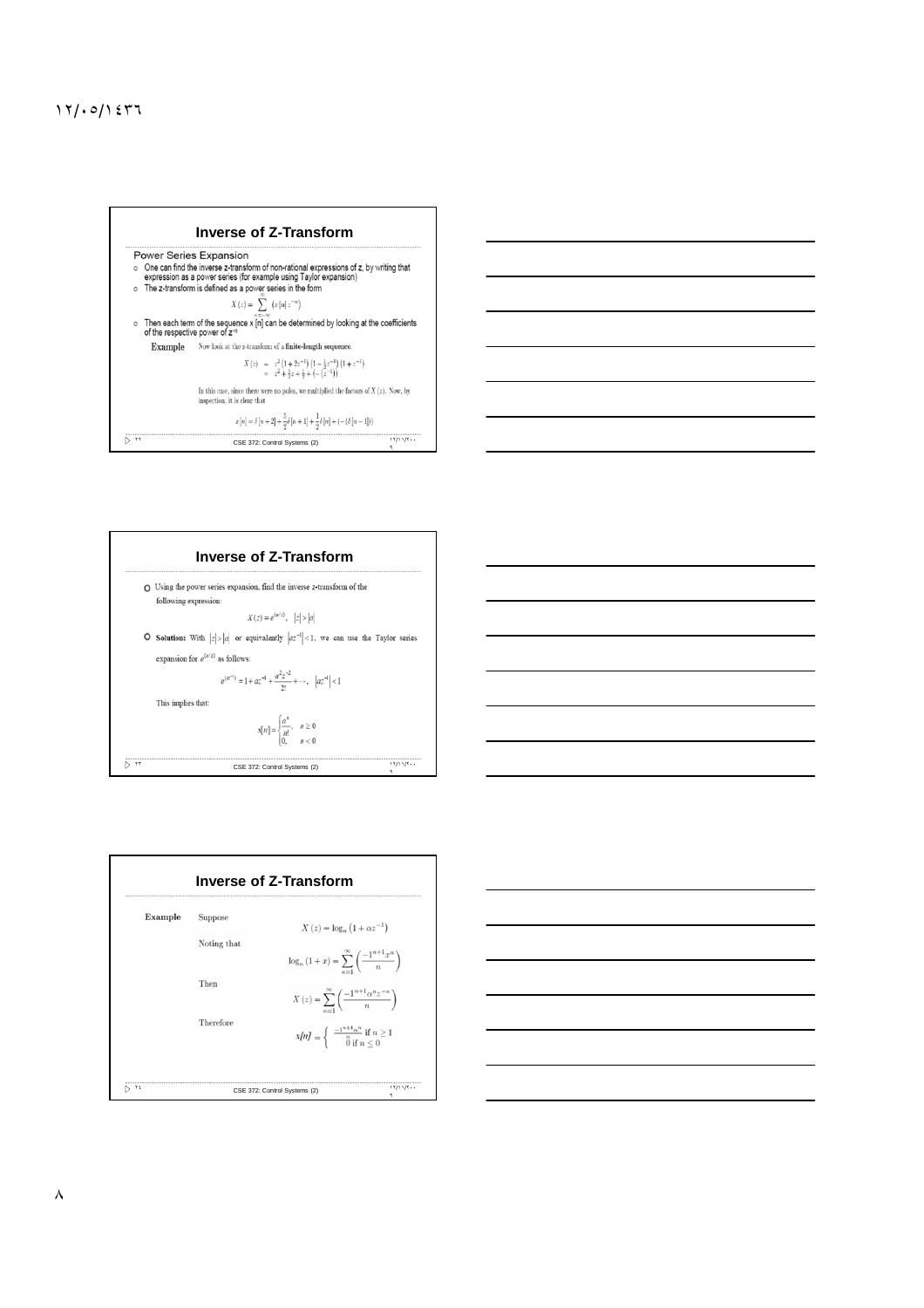# Inverse of Z-Transform

Power Series Expansion

- One can find the inverse z-transform of non-rational expressions of z, by writing that expression as a power series (for example using Taylor expansion)
- The z-transform is defined as a power series in the form

$$X(z) = \sum_{n=-\infty}^{\infty} \left(x[n] z^{-n}\right)$$

- Then each term of the sequence x [n] can be determined by looking at the coefficients of the respective power of $z^{-n}$

**Example** Now look at the z-transform of a **finite-length sequence**.

$$\begin{aligned} X(z) &= z^2\left(1+2z^{-1}\right)\left(1-\frac{1}{2}z^{-1}\right)\left(1+z^{-1}\right) \\ &= z^2+\frac{5}{2}z+\frac{1}{2}+\left(-\left(z^{-1}\right)\right) \end{aligned}$$

In this case, since there were no poles, we multiplied the factors of $X(z)$. Now, by inspection, it is clear that

$$x[n] = \delta[n+2] + \frac{5}{2}\delta[n+1] + \frac{1}{2}\delta[n] + (-(\delta[n-1]))$$

# Inverse of Z-Transform

- Using the power series expansion, find the inverse z-transform of the following expression:

$$X(z) = e^{(a/z)}, \quad |z| > |a|$$

- **Solution:** With $|z| > |a|$ or equivalently $|az^{-1}| < 1$, we can use the Taylor series expansion for $e^{(a/z)}$ as follows:

$$e^{(az^{-1})} = 1 + az^{-1} + \frac{a^2 z^{-2}}{2!} + \cdots, \quad |az^{-1}| < 1$$

This implies that:

$$x[n] = \begin{cases} \dfrac{a^n}{n!}, & n \geq 0 \\ 0, & n < 0 \end{cases}$$

# Inverse of Z-Transform

**Example** Suppose

$$X(z) = \log_n\left(1 + \alpha z^{-1}\right)$$

Noting that

$$\log_n(1+x) = \sum_{n=1}^{\infty}\left(\frac{-1^{n+1}x^n}{n}\right)$$

Then

$$X(z) = \sum_{n=1}^{\infty}\left(\frac{-1^{n+1}\alpha^n z^{-n}}{n}\right)$$

Therefore

$$x[n] = \begin{cases} \frac{-1^{n+1}\alpha^n}{n} \text{ if } n \geq 1 \\ 0 \text{ if } n \leq 0 \end{cases}$$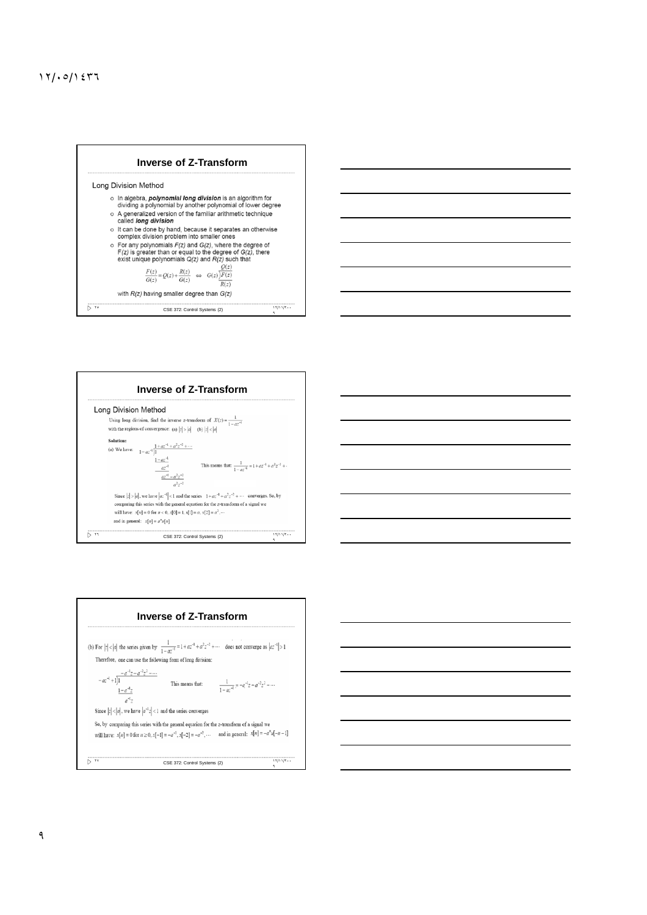## Inverse of Z-Transform

Long Division Method

- In algebra, ***polynomial long division*** is an algorithm for dividing a polynomial by another polynomial of lower degree
- A generalized version of the familiar arithmetic technique called ***long division***
- It can be done by hand, because it separates an otherwise complex division problem into smaller ones
- For any polynomials $F(z)$ and $G(z)$, where the degree of $F(z)$ is greater than or equal to the degree of $G(z)$, there exist unique polynomials $Q(z)$ and $R(z)$ such that

$$\frac{F(z)}{G(z)} = Q(z) + \frac{R(z)}{G(z)} \quad \Leftrightarrow \quad G(z)\overline{\big)F(z)}^{\,Q(z)} \;\; R(z)$$

with $R(z)$ having smaller degree than $G(z)$

## Inverse of Z-Transform

Long Division Method

Using long division, find the inverse z-transform of $X(z) = \frac{1}{1-az^{-1}}$ with the regions of convergence: (a) $|z| > |a|$ (b) $|z| < |a|$

**Solution:**

(a) We have:

$$
\begin{array}{r|l}
 & 1 + az^{-1} + a^2z^{-2} + \cdots \\
1-az^{-1} & 1 \\
 & \underline{1-az^{-1}} \\
 & az^{-1} \\
 & \underline{az^{-1} - a^2z^{-2}} \\
 & a^2z^{-2}
\end{array}
$$

This means that: $\frac{1}{1-az^{-1}} = 1 + az^{-1} + a^2z^{-2} + \cdots$

Since $|z| > |a|$, we have $|az^{-1}| < 1$ and the series $1 + az^{-1} + a^2z^{-2} + \cdots$ converges. So, by comparing this series with the general equation for the z-transform of a signal we will have: $x[n] = 0$ for $n < 0$, $x[0] = 1$, $x[1] = a$, $x[2] = a^2, \cdots$

and in general: $x[n] = a^n u[n]$

## Inverse of Z-Transform

(b) For $|z| < |a|$ the series given by $\frac{1}{1-az^{-1}} = 1 + az^{-1} + a^2z^{-2} + \cdots$ does not converge as $|az^{-1}| > 1$

Therefore, one can use the following form of long division:

$$
\begin{array}{r|l}
 & -a^{-1}z - a^{-2}z^2 - \cdots \\
-az^{-1} + 1 & 1 \\
 & \underline{1 - a^{-1}z} \\
 & a^{-1}z
\end{array}
$$

This means that: $\frac{1}{1-az^{-1}} = -a^{-1}z - a^{-2}z^2 - \cdots$

Since $|z| < |a|$, we have $|a^{-1}z| < 1$ and the series converges

So, by comparing this series with the general equation for the z-transform of a signal we will have: $x[n] = 0$ for $n \geq 0$, $x[-1] = -a^{-1}$, $x[-2] = -a^{-2}, \cdots$ and in general: $x[n] = -a^n u[-n-1]$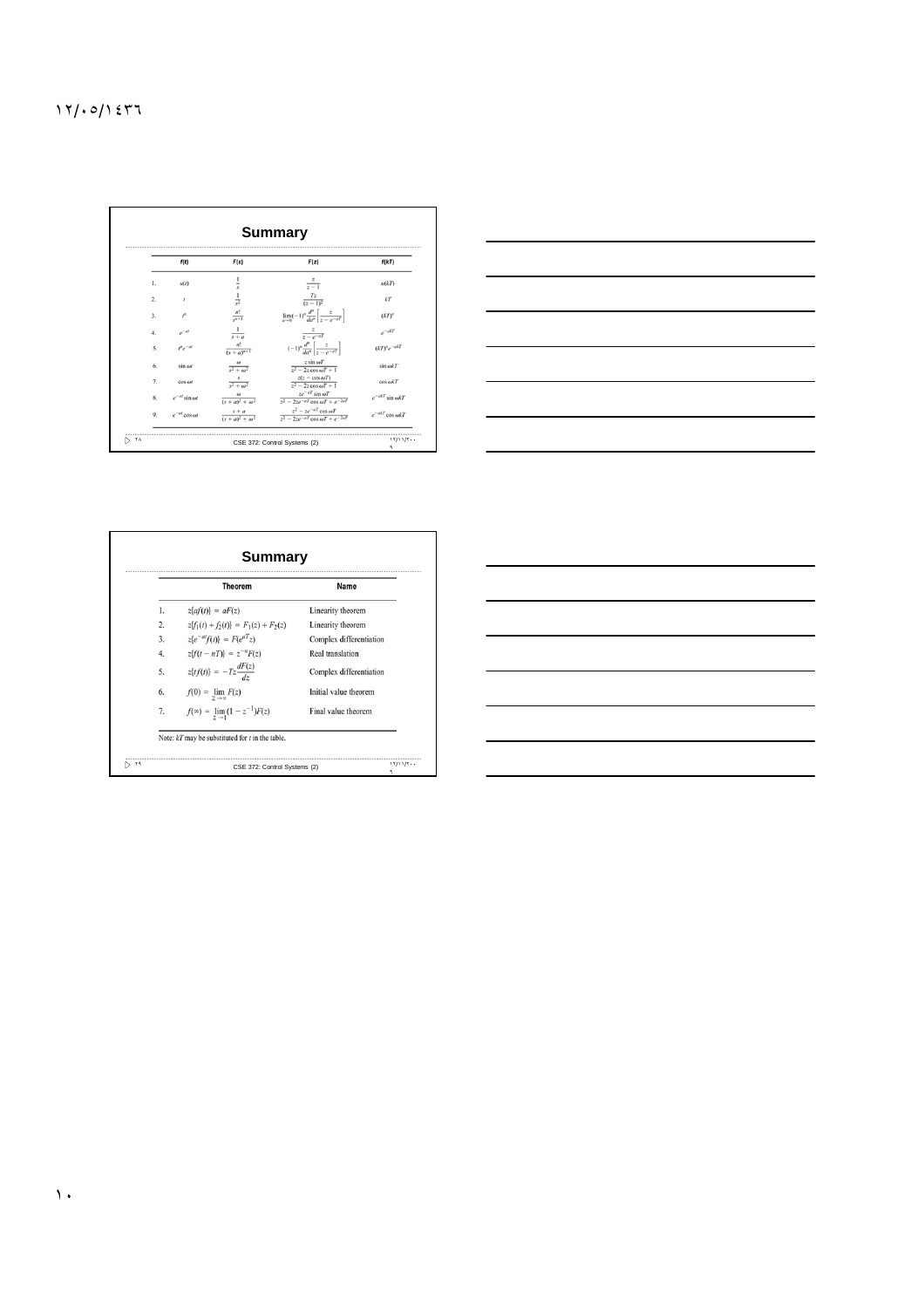## Summary

| | f(t) | F(s) | F(z) | f(kT) |
|---|---|---|---|---|
| 1. | $u(t)$ | $\frac{1}{s}$ | $\frac{z}{z-1}$ | $u(kT)$ |
| 2. | $t$ | $\frac{1}{s^2}$ | $\frac{Tz}{(z-1)^2}$ | $kT$ |
| 3. | $t^n$ | $\frac{n!}{s^{n+1}}$ | $\lim_{a\to 0}(-1)^n \frac{d^n}{da^n}\left[\frac{z}{z-e^{-aT}}\right]$ | $(kT)^n$ |
| 4. | $e^{-at}$ | $\frac{1}{s+a}$ | $\frac{z}{z-e^{-aT}}$ | $e^{-akT}$ |
| 5. | $t^n e^{-at}$ | $\frac{n!}{(s+a)^{n+1}}$ | $(-1)^n \frac{d^n}{da^n}\left[\frac{z}{z-e^{-aT}}\right]$ | $(kT)^n e^{-akT}$ |
| 6. | $\sin \omega t$ | $\frac{\omega}{s^2+\omega^2}$ | $\frac{z \sin \omega T}{z^2 - 2z\cos \omega T + 1}$ | $\sin \omega kT$ |
| 7. | $\cos \omega t$ | $\frac{s}{s^2+\omega^2}$ | $\frac{z(z-\cos \omega T)}{z^2 - 2z\cos \omega T + 1}$ | $\cos \omega kT$ |
| 8. | $e^{-at}\sin \omega t$ | $\frac{\omega}{(s+a)^2+\omega^2}$ | $\frac{ze^{-aT}\sin \omega T}{z^2 - 2ze^{-aT}\cos \omega T + e^{-2aT}}$ | $e^{-akT}\sin \omega kT$ |
| 9. | $e^{-at}\cos \omega t$ | $\frac{s+a}{(s+a)^2+\omega^2}$ | $\frac{z^2 - ze^{-aT}\cos \omega T}{z^2 - 2ze^{-aT}\cos \omega T + e^{-2aT}}$ | $e^{-akT}\cos \omega kT$ |

## Summary

| | Theorem | Name |
|---|---|---|
| 1. | $z\{af(t)\} = aF(z)$ | Linearity theorem |
| 2. | $z\{f_1(t) + f_2(t)\} = F_1(z) + F_2(z)$ | Linearity theorem |
| 3. | $z\{e^{-aT}f(t)\} = F(e^{aT}z)$ | Complex differentiation |
| 4. | $z\{f(t-nT)\} = z^{-n}F(z)$ | Real translation |
| 5. | $z\{tf(t)\} = -Tz\frac{dF(z)}{dz}$ | Complex differentiation |
| 6. | $f(0) = \lim_{z\to\infty} F(z)$ | Initial value theorem |
| 7. | $f(\infty) = \lim_{z\to 1}(1-z^{-1})F(z)$ | Final value theorem |

Note: $kT$ may be substituted for $t$ in the table.